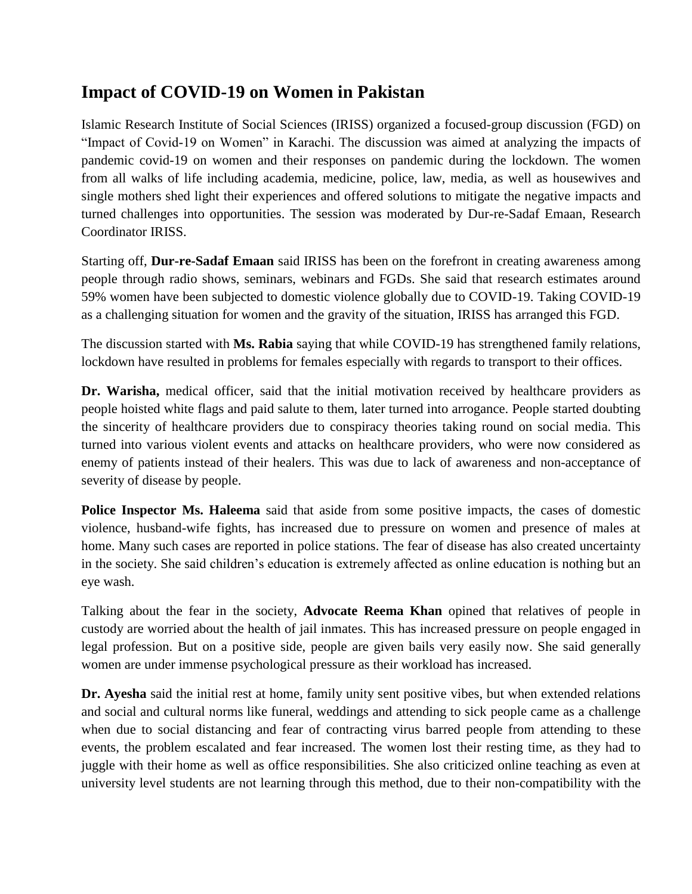## Impact of COVID-19 on Women in Pakistan

Islamic Research Institute of Social Sciences (IRISS) organized a focused-group discussion (FGD) on "Impact of Covid-19 on Women" in Karachi. The discussion was aimed at analyzing the impacts of pandemic covid-19 on women and their responses on pandemic during the lockdown. The women from all walks of life including academia, medicine, police, law, media, as well as housewives and single mothers shed light their experiences and offered solutions to mitigate the negative impacts and turned challenges into opportunities. The session was moderated by Dur-re-Sadaf Emaan, Research Coordinator IRISS.

Starting off, **Dur-re-Sadaf Emaan** said IRISS has been on the forefront in creating awareness among people through radio shows, seminars, webinars and FGDs. She said that research estimates around 59% women have been subjected to domestic violence globally due to COVID-19. Taking COVID-19 as a challenging situation for women and the gravity of the situation, IRISS has arranged this FGD.

The discussion started with **Ms. Rabia** saying that while COVID-19 has strengthened family relations, lockdown have resulted in problems for females especially with regards to transport to their offices.

**Dr. Warisha,** medical officer, said that the initial motivation received by healthcare providers as people hoisted white flags and paid salute to them, later turned into arrogance. People started doubting the sincerity of healthcare providers due to conspiracy theories taking round on social media. This turned into various violent events and attacks on healthcare providers, who were now considered as enemy of patients instead of their healers. This was due to lack of awareness and non-acceptance of severity of disease by people.

**Police Inspector Ms. Haleema** said that aside from some positive impacts, the cases of domestic violence, husband-wife fights, has increased due to pressure on women and presence of males at home. Many such cases are reported in police stations. The fear of disease has also created uncertainty in the society. She said children's education is extremely affected as online education is nothing but an eye wash.

Talking about the fear in the society, **Advocate Reema Khan** opined that relatives of people in custody are worried about the health of jail inmates. This has increased pressure on people engaged in legal profession. But on a positive side, people are given bails very easily now. She said generally women are under immense psychological pressure as their workload has increased.

**Dr. Ayesha** said the initial rest at home, family unity sent positive vibes, but when extended relations and social and cultural norms like funeral, weddings and attending to sick people came as a challenge when due to social distancing and fear of contracting virus barred people from attending to these events, the problem escalated and fear increased. The women lost their resting time, as they had to juggle with their home as well as office responsibilities. She also criticized online teaching as even at university level students are not learning through this method, due to their non-compatibility with the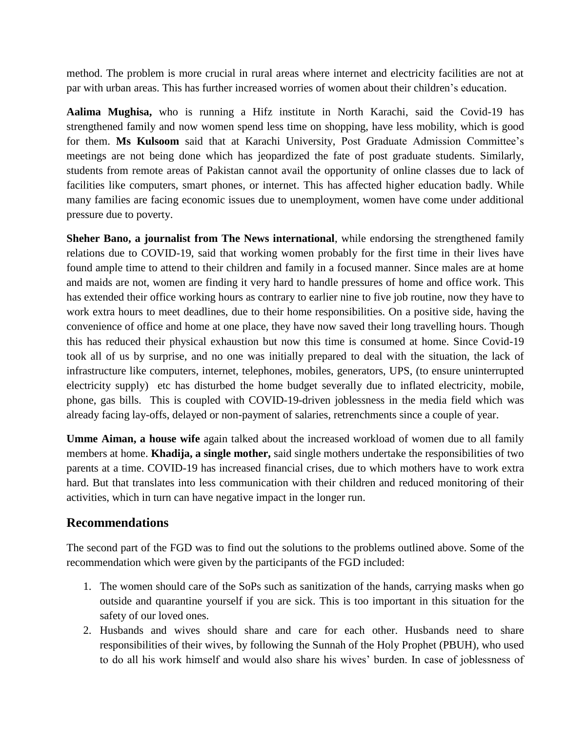method. The problem is more crucial in rural areas where internet and electricity facilities are not at par with urban areas. This has further increased worries of women about their children's education.

**Aalima Mughisa,** who is running a Hifz institute in North Karachi, said the Covid-19 has strengthened family and now women spend less time on shopping, have less mobility, which is good for them. **Ms Kulsoom** said that at Karachi University, Post Graduate Admission Committee's meetings are not being done which has jeopardized the fate of post graduate students. Similarly, students from remote areas of Pakistan cannot avail the opportunity of online classes due to lack of facilities like computers, smart phones, or internet. This has affected higher education badly. While many families are facing economic issues due to unemployment, women have come under additional pressure due to poverty.

**Sheher Bano, a journalist from The News international**, while endorsing the strengthened family relations due to COVID-19, said that working women probably for the first time in their lives have found ample time to attend to their children and family in a focused manner. Since males are at home and maids are not, women are finding it very hard to handle pressures of home and office work. This has extended their office working hours as contrary to earlier nine to five job routine, now they have to work extra hours to meet deadlines, due to their home responsibilities. On a positive side, having the convenience of office and home at one place, they have now saved their long travelling hours. Though this has reduced their physical exhaustion but now this time is consumed at home. Since Covid-19 took all of us by surprise, and no one was initially prepared to deal with the situation, the lack of infrastructure like computers, internet, telephones, mobiles, generators, UPS, (to ensure uninterrupted electricity supply) etc has disturbed the home budget severally due to inflated electricity, mobile, phone, gas bills. This is coupled with COVID-19-driven joblessness in the media field which was already facing lay-offs, delayed or non-payment of salaries, retrenchments since a couple of year.

**Umme Aiman, a house wife** again talked about the increased workload of women due to all family members at home. **Khadija, a single mother,** said single mothers undertake the responsibilities of two parents at a time. COVID-19 has increased financial crises, due to which mothers have to work extra hard. But that translates into less communication with their children and reduced monitoring of their activities, which in turn can have negative impact in the longer run.

## Recommendations

The second part of the FGD was to find out the solutions to the problems outlined above. Some of the recommendation which were given by the participants of the FGD included:

1. The women should care of the SoPs such as sanitization of the hands, carrying masks when go outside and quarantine yourself if you are sick. This is too important in this situation for the safety of our loved ones.
2. Husbands and wives should share and care for each other. Husbands need to share responsibilities of their wives, by following the Sunnah of the Holy Prophet (PBUH), who used to do all his work himself and would also share his wives' burden. In case of joblessness of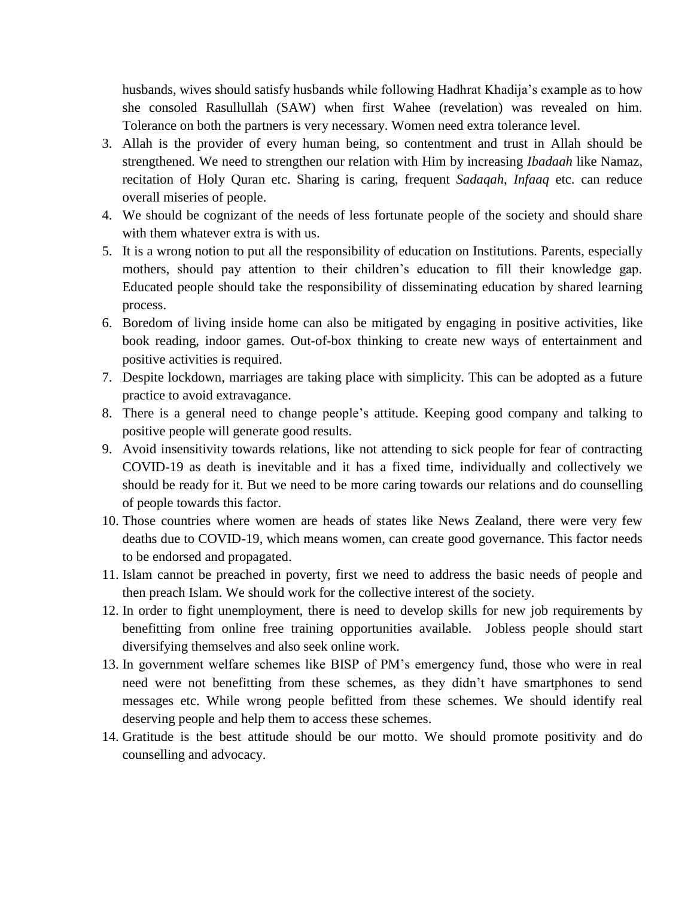husbands, wives should satisfy husbands while following Hadhrat Khadija's example as to how she consoled Rasullullah (SAW) when first Wahee (revelation) was revealed on him. Tolerance on both the partners is very necessary. Women need extra tolerance level.

3. Allah is the provider of every human being, so contentment and trust in Allah should be strengthened. We need to strengthen our relation with Him by increasing *Ibadaah* like Namaz, recitation of Holy Quran etc. Sharing is caring, frequent *Sadaqah*, *Infaaq* etc. can reduce overall miseries of people.
4. We should be cognizant of the needs of less fortunate people of the society and should share with them whatever extra is with us.
5. It is a wrong notion to put all the responsibility of education on Institutions. Parents, especially mothers, should pay attention to their children's education to fill their knowledge gap. Educated people should take the responsibility of disseminating education by shared learning process.
6. Boredom of living inside home can also be mitigated by engaging in positive activities, like book reading, indoor games. Out-of-box thinking to create new ways of entertainment and positive activities is required.
7. Despite lockdown, marriages are taking place with simplicity. This can be adopted as a future practice to avoid extravagance.
8. There is a general need to change people's attitude. Keeping good company and talking to positive people will generate good results.
9. Avoid insensitivity towards relations, like not attending to sick people for fear of contracting COVID-19 as death is inevitable and it has a fixed time, individually and collectively we should be ready for it. But we need to be more caring towards our relations and do counselling of people towards this factor.
10. Those countries where women are heads of states like News Zealand, there were very few deaths due to COVID-19, which means women, can create good governance. This factor needs to be endorsed and propagated.
11. Islam cannot be preached in poverty, first we need to address the basic needs of people and then preach Islam. We should work for the collective interest of the society.
12. In order to fight unemployment, there is need to develop skills for new job requirements by benefitting from online free training opportunities available. Jobless people should start diversifying themselves and also seek online work.
13. In government welfare schemes like BISP of PM's emergency fund, those who were in real need were not benefitting from these schemes, as they didn't have smartphones to send messages etc. While wrong people befitted from these schemes. We should identify real deserving people and help them to access these schemes.
14. Gratitude is the best attitude should be our motto. We should promote positivity and do counselling and advocacy.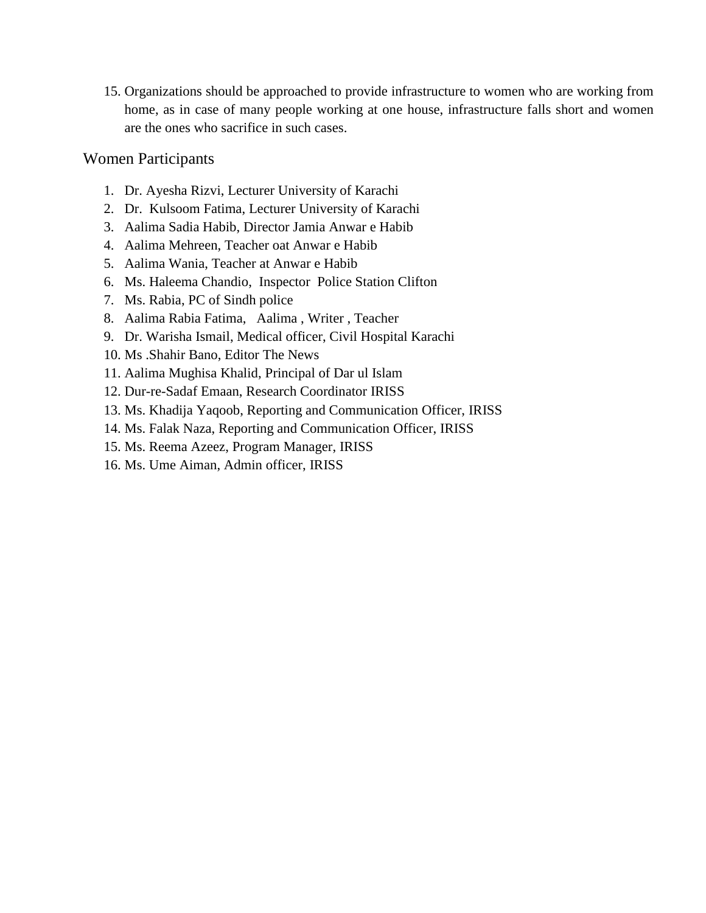15. Organizations should be approached to provide infrastructure to women who are working from home, as in case of many people working at one house, infrastructure falls short and women are the ones who sacrifice in such cases.

## Women Participants

1. Dr. Ayesha Rizvi, Lecturer University of Karachi
2. Dr. Kulsoom Fatima, Lecturer University of Karachi
3. Aalima Sadia Habib, Director Jamia Anwar e Habib
4. Aalima Mehreen, Teacher oat Anwar e Habib
5. Aalima Wania, Teacher at Anwar e Habib
6. Ms. Haleema Chandio, Inspector Police Station Clifton
7. Ms. Rabia, PC of Sindh police
8. Aalima Rabia Fatima, Aalima , Writer , Teacher
9. Dr. Warisha Ismail, Medical officer, Civil Hospital Karachi
10. Ms .Shahir Bano, Editor The News
11. Aalima Mughisa Khalid, Principal of Dar ul Islam
12. Dur-re-Sadaf Emaan, Research Coordinator IRISS
13. Ms. Khadija Yaqoob, Reporting and Communication Officer, IRISS
14. Ms. Falak Naza, Reporting and Communication Officer, IRISS
15. Ms. Reema Azeez, Program Manager, IRISS
16. Ms. Ume Aiman, Admin officer, IRISS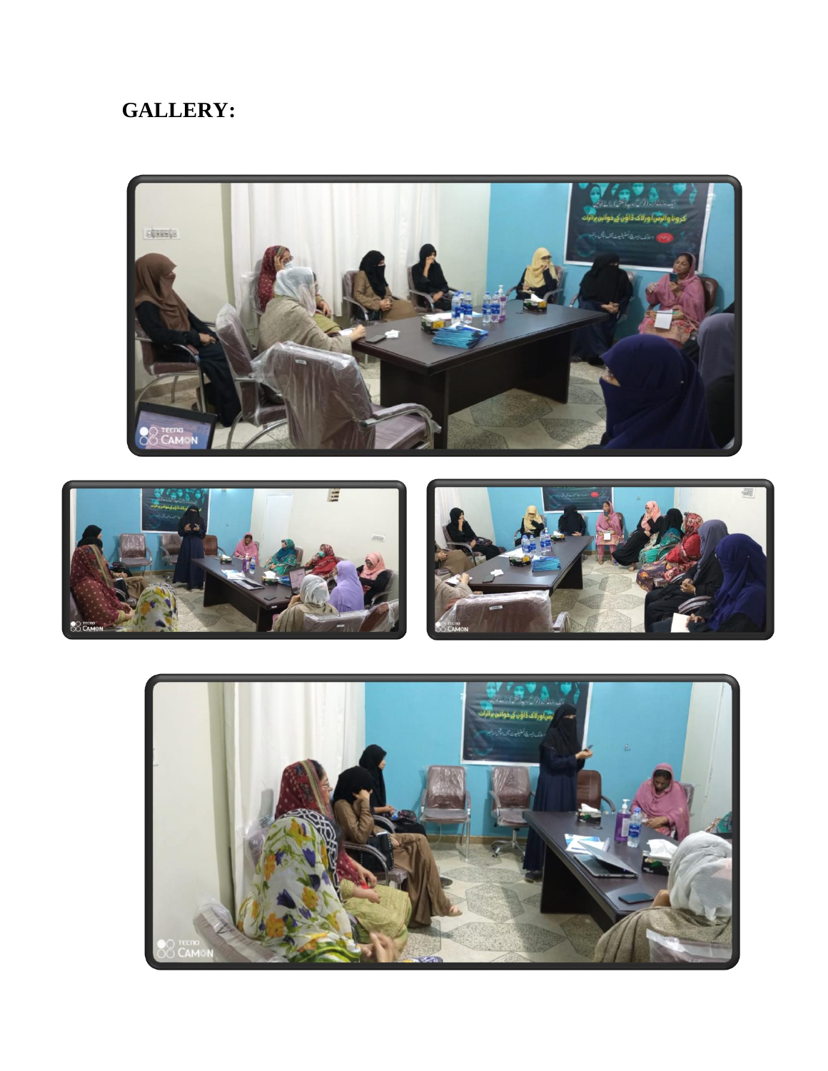**GALLERY:**